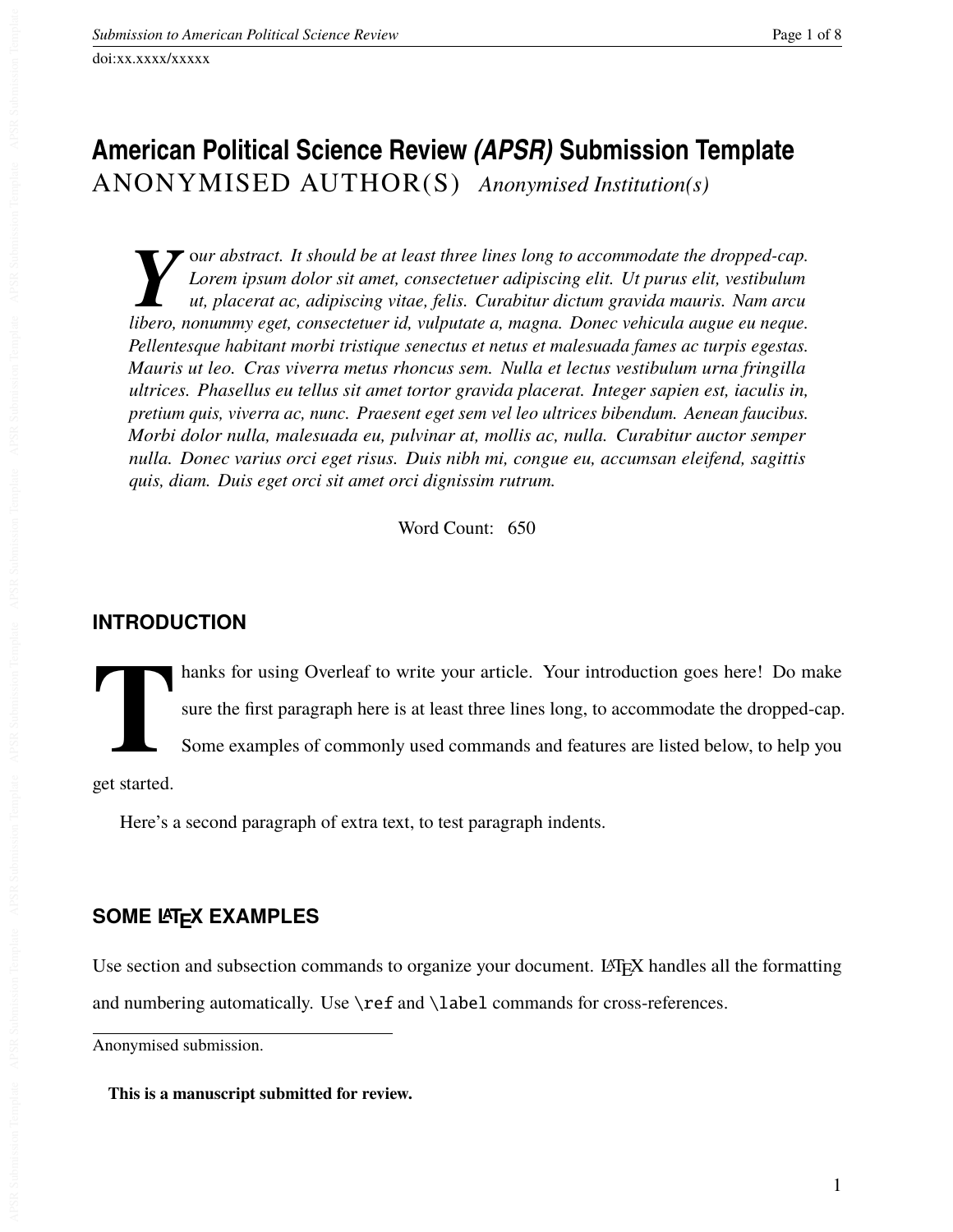doi:xx.xxxx/xxxxx

# American Political Science Review *(APSR)* Submission Template

ANONYMISED AUTHOR(S) *Anonymised Institution(s)*

*Your abstract. It should be at least three lines long to accommodate the dropped-cap. Lorem ipsum dolor sit amet, consectetuer adipiscing elit. Ut purus elit, vestibulum ut, placerat ac, adipiscing vitae, felis. Curabitur dictum gravida mauris. Nam arcu libero, nonummy eget, consectetuer id, vulputate a, magna. Donec vehicula augue eu neque. Pellentesque habitant morbi tristique senectus et netus et malesuada fames ac turpis egestas. Mauris ut leo. Cras viverra metus rhoncus sem. Nulla et lectus vestibulum urna fringilla ultrices. Phasellus eu tellus sit amet tortor gravida placerat. Integer sapien est, iaculis in, pretium quis, viverra ac, nunc. Praesent eget sem vel leo ultrices bibendum. Aenean faucibus. Morbi dolor nulla, malesuada eu, pulvinar at, mollis ac, nulla. Curabitur auctor semper nulla. Donec varius orci eget risus. Duis nibh mi, congue eu, accumsan eleifend, sagittis quis, diam. Duis eget orci sit amet orci dignissim rutrum.*

Word Count: 650

## INTRODUCTION

Thanks for using Overleaf to write your article. Your introduction goes here! Do make sure the first paragraph here is at least three lines long, to accommodate the dropped-cap. Some examples of commonly used commands and features are listed below, to help you get started.

Here's a second paragraph of extra text, to test paragraph indents.

## SOME LaTeX EXAMPLES

Use section and subsection commands to organize your document. LaTeX handles all the formatting and numbering automatically. Use `\ref` and `\label` commands for cross-references.

---

Anonymised submission.

**This is a manuscript submitted for review.**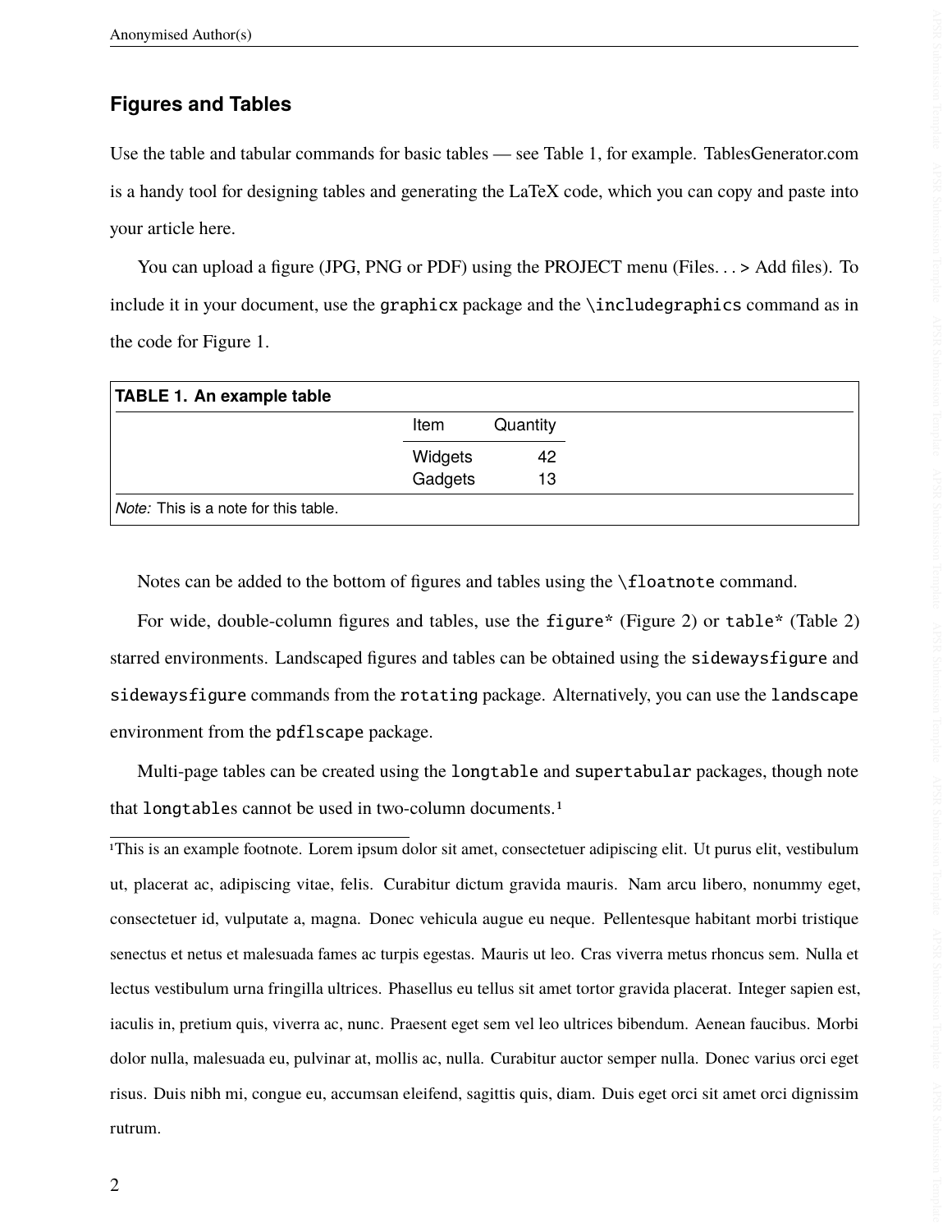## Figures and Tables

Use the table and tabular commands for basic tables — see Table 1, for example. TablesGenerator.com is a handy tool for designing tables and generating the LaTeX code, which you can copy and paste into your article here.

You can upload a figure (JPG, PNG or PDF) using the PROJECT menu (Files. . . > Add files). To include it in your document, use the `graphicx` package and the `\includegraphics` command as in the code for Figure 1.

**TABLE 1. An example table**

| Item | Quantity |
|---|---|
| Widgets | 42 |
| Gadgets | 13 |

*Note:* This is a note for this table.

Notes can be added to the bottom of figures and tables using the `\floatnote` command.

For wide, double-column figures and tables, use the `figure*` (Figure 2) or `table*` (Table 2) starred environments. Landscaped figures and tables can be obtained using the `sidewaysfigure` and `sidewaysfigure` commands from the `rotating` package. Alternatively, you can use the `landscape` environment from the `pdflscape` package.

Multi-page tables can be created using the `longtable` and `supertabular` packages, though note that `longtable`s cannot be used in two-column documents.[1]

[1]This is an example footnote. Lorem ipsum dolor sit amet, consectetuer adipiscing elit. Ut purus elit, vestibulum ut, placerat ac, adipiscing vitae, felis. Curabitur dictum gravida mauris. Nam arcu libero, nonummy eget, consectetuer id, vulputate a, magna. Donec vehicula augue eu neque. Pellentesque habitant morbi tristique senectus et netus et malesuada fames ac turpis egestas. Mauris ut leo. Cras viverra metus rhoncus sem. Nulla et lectus vestibulum urna fringilla ultrices. Phasellus eu tellus sit amet tortor gravida placerat. Integer sapien est, iaculis in, pretium quis, viverra ac, nunc. Praesent eget sem vel leo ultrices bibendum. Aenean faucibus. Morbi dolor nulla, malesuada eu, pulvinar at, mollis ac, nulla. Curabitur auctor semper nulla. Donec varius orci eget risus. Duis nibh mi, congue eu, accumsan eleifend, sagittis quis, diam. Duis eget orci sit amet orci dignissim rutrum.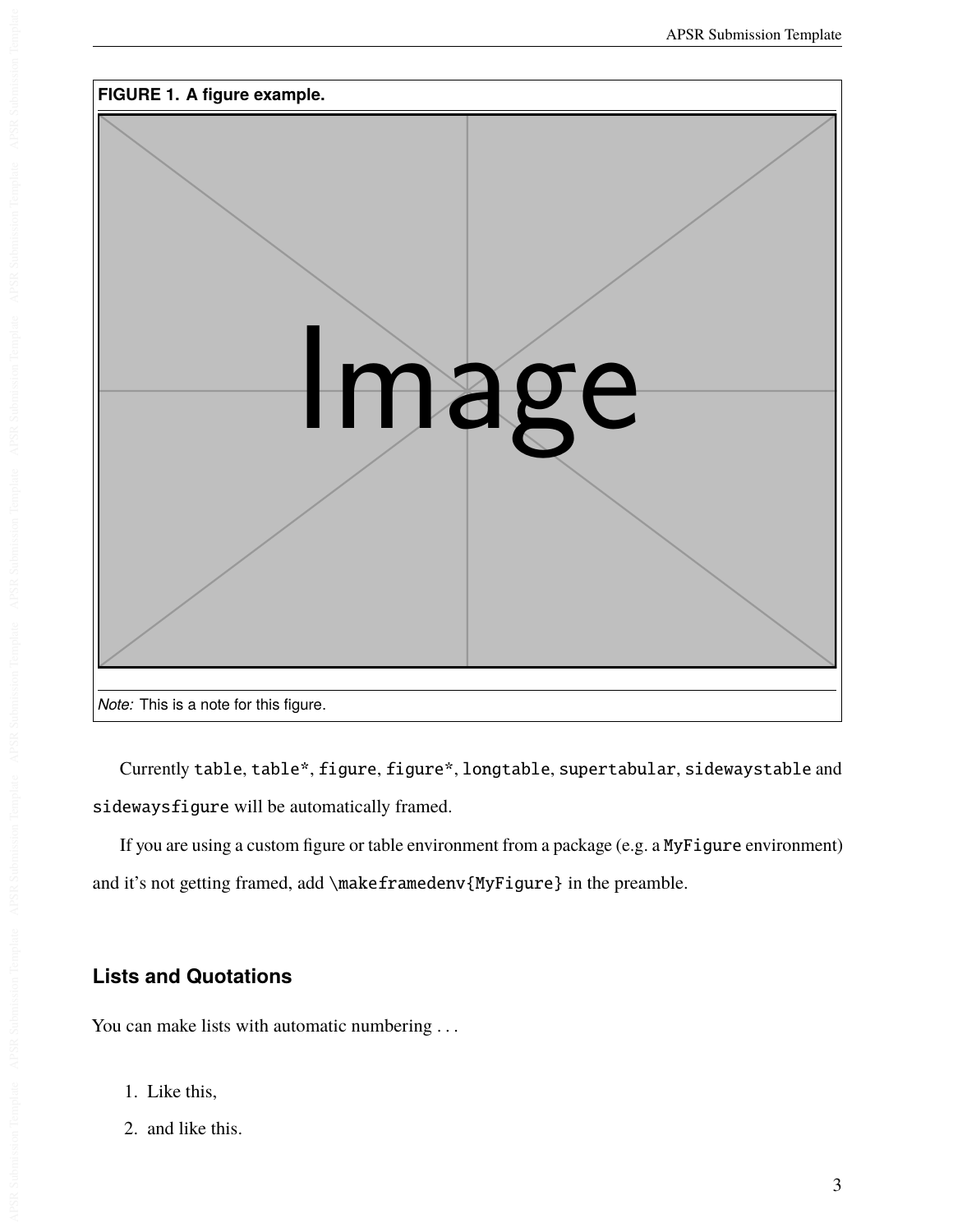**FIGURE 1. A figure example.**

*Note:* This is a note for this figure.

Currently `table`, `table*`, `figure`, `figure*`, `longtable`, `supertabular`, `sidewaystable` and `sidewaysfigure` will be automatically framed.

If you are using a custom figure or table environment from a package (e.g. a `MyFigure` environment) and it's not getting framed, add `\makeframedenv{MyFigure}` in the preamble.

## Lists and Quotations

You can make lists with automatic numbering . . .

1. Like this,
2. and like this.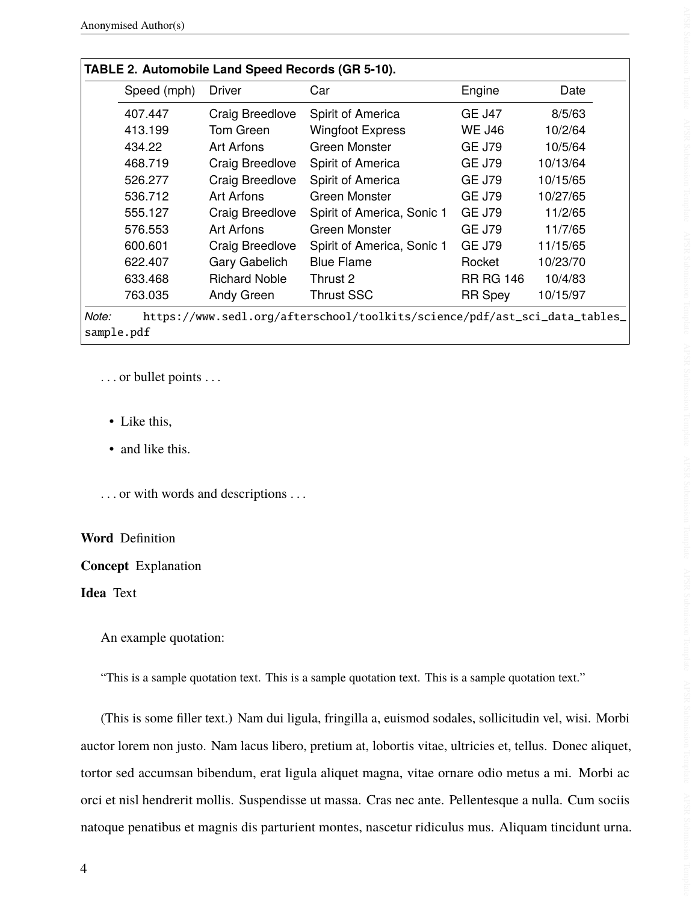**TABLE 2. Automobile Land Speed Records (GR 5-10).**

| Speed (mph) | Driver | Car | Engine | Date |
|---|---|---|---|---|
| 407.447 | Craig Breedlove | Spirit of America | GE J47 | 8/5/63 |
| 413.199 | Tom Green | Wingfoot Express | WE J46 | 10/2/64 |
| 434.22 | Art Arfons | Green Monster | GE J79 | 10/5/64 |
| 468.719 | Craig Breedlove | Spirit of America | GE J79 | 10/13/64 |
| 526.277 | Craig Breedlove | Spirit of America | GE J79 | 10/15/65 |
| 536.712 | Art Arfons | Green Monster | GE J79 | 10/27/65 |
| 555.127 | Craig Breedlove | Spirit of America, Sonic 1 | GE J79 | 11/2/65 |
| 576.553 | Art Arfons | Green Monster | GE J79 | 11/7/65 |
| 600.601 | Craig Breedlove | Spirit of America, Sonic 1 | GE J79 | 11/15/65 |
| 622.407 | Gary Gabelich | Blue Flame | Rocket | 10/23/70 |
| 633.468 | Richard Noble | Thrust 2 | RR RG 146 | 10/4/83 |
| 763.035 | Andy Green | Thrust SSC | RR Spey | 10/15/97 |

*Note:* https://www.sedl.org/afterschool/toolkits/science/pdf/ast_sci_data_tables_sample.pdf

. . . or bullet points . . .

- Like this,
- and like this.

. . . or with words and descriptions . . .

**Word** Definition

**Concept** Explanation

**Idea** Text

An example quotation:

> "This is a sample quotation text. This is a sample quotation text. This is a sample quotation text."

(This is some filler text.) Nam dui ligula, fringilla a, euismod sodales, sollicitudin vel, wisi. Morbi auctor lorem non justo. Nam lacus libero, pretium at, lobortis vitae, ultricies et, tellus. Donec aliquet, tortor sed accumsan bibendum, erat ligula aliquet magna, vitae ornare odio metus a mi. Morbi ac orci et nisl hendrerit mollis. Suspendisse ut massa. Cras nec ante. Pellentesque a nulla. Cum sociis natoque penatibus et magnis dis parturient montes, nascetur ridiculus mus. Aliquam tincidunt urna.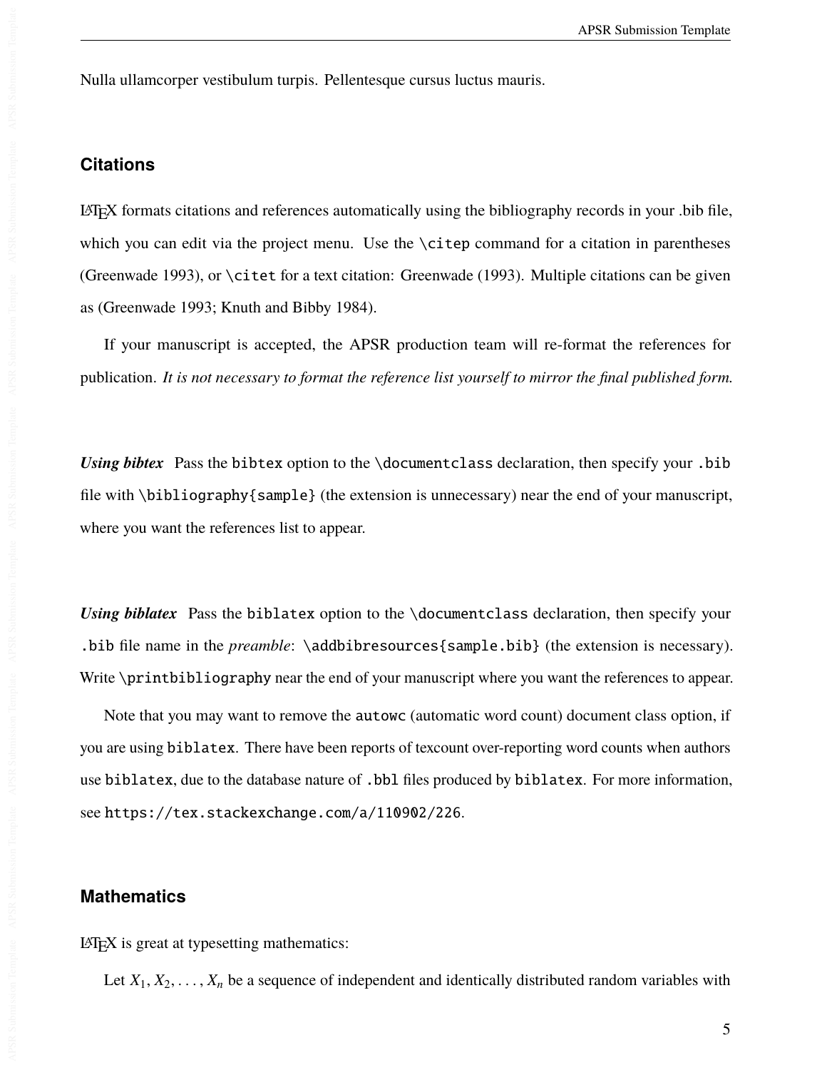Nulla ullamcorper vestibulum turpis. Pellentesque cursus luctus mauris.

## Citations

LaTeX formats citations and references automatically using the bibliography records in your .bib file, which you can edit via the project menu. Use the `\citep` command for a citation in parentheses (Greenwade 1993), or `\citet` for a text citation: Greenwade (1993). Multiple citations can be given as (Greenwade 1993; Knuth and Bibby 1984).

If your manuscript is accepted, the APSR production team will re-format the references for publication. *It is not necessary to format the reference list yourself to mirror the final published form.*

***Using bibtex*** Pass the `bibtex` option to the `\documentclass` declaration, then specify your `.bib` file with `\bibliography{sample}` (the extension is unnecessary) near the end of your manuscript, where you want the references list to appear.

***Using biblatex*** Pass the `biblatex` option to the `\documentclass` declaration, then specify your `.bib` file name in the *preamble*: `\addbibresources{sample.bib}` (the extension is necessary). Write `\printbibliography` near the end of your manuscript where you want the references to appear.

Note that you may want to remove the `autowc` (automatic word count) document class option, if you are using `biblatex`. There have been reports of texcount over-reporting word counts when authors use `biblatex`, due to the database nature of `.bbl` files produced by `biblatex`. For more information, see `https://tex.stackexchange.com/a/110902/226`.

## Mathematics

LaTeX is great at typesetting mathematics:

Let $X_1, X_2, \ldots, X_n$ be a sequence of independent and identically distributed random variables with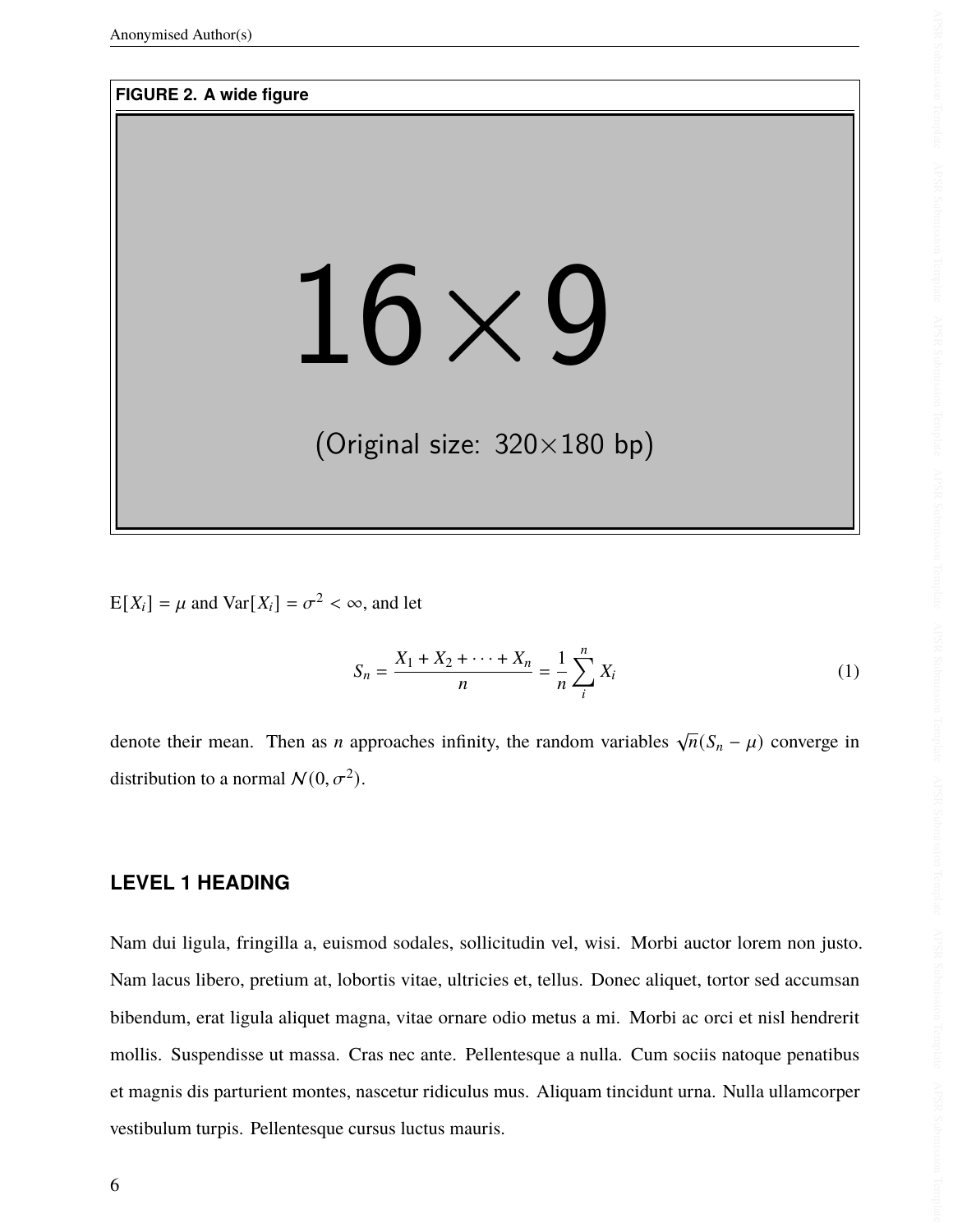**FIGURE 2. A wide figure**

$\mathrm{E}[X_i] = \mu$ and $\mathrm{Var}[X_i] = \sigma^2 < \infty$, and let

$$S_n = \frac{X_1 + X_2 + \cdots + X_n}{n} = \frac{1}{n}\sum_{i}^{n} X_i \tag{1}$$

denote their mean. Then as $n$ approaches infinity, the random variables $\sqrt{n}(S_n - \mu)$ converge in distribution to a normal $\mathcal{N}(0, \sigma^2)$.

# LEVEL 1 HEADING

Nam dui ligula, fringilla a, euismod sodales, sollicitudin vel, wisi. Morbi auctor lorem non justo. Nam lacus libero, pretium at, lobortis vitae, ultricies et, tellus. Donec aliquet, tortor sed accumsan bibendum, erat ligula aliquet magna, vitae ornare odio metus a mi. Morbi ac orci et nisl hendrerit mollis. Suspendisse ut massa. Cras nec ante. Pellentesque a nulla. Cum sociis natoque penatibus et magnis dis parturient montes, nascetur ridiculus mus. Aliquam tincidunt urna. Nulla ullamcorper vestibulum turpis. Pellentesque cursus luctus mauris.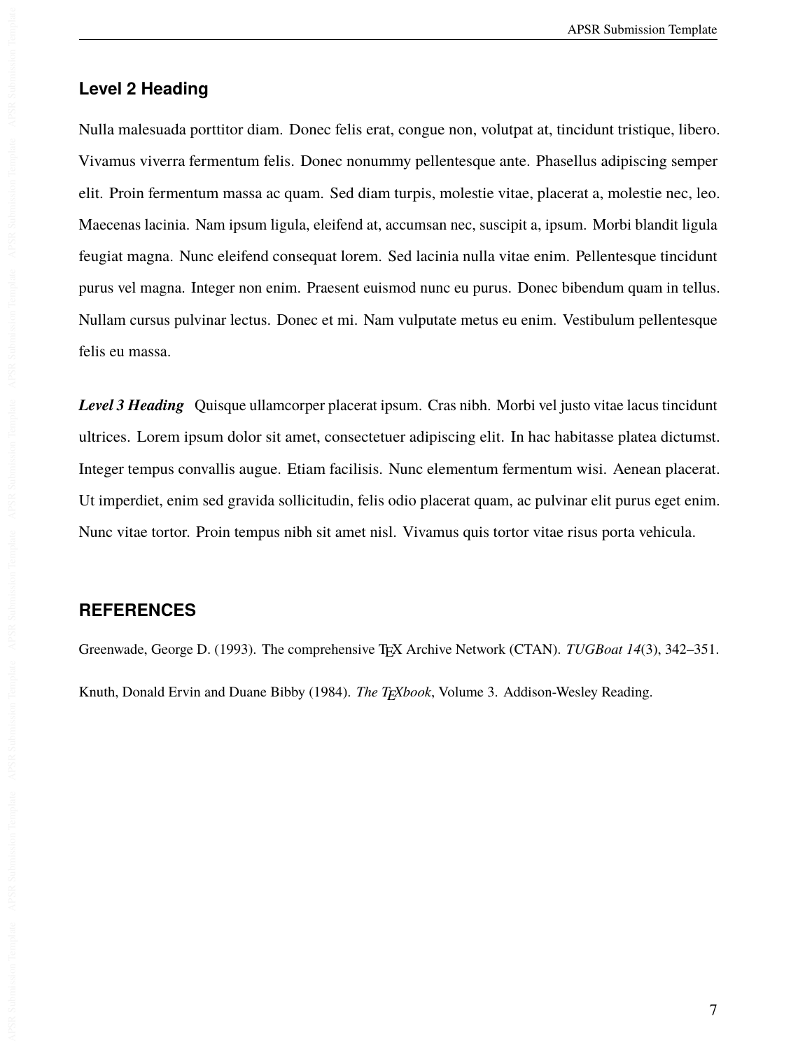## Level 2 Heading

Nulla malesuada porttitor diam. Donec felis erat, congue non, volutpat at, tincidunt tristique, libero. Vivamus viverra fermentum felis. Donec nonummy pellentesque ante. Phasellus adipiscing semper elit. Proin fermentum massa ac quam. Sed diam turpis, molestie vitae, placerat a, molestie nec, leo. Maecenas lacinia. Nam ipsum ligula, eleifend at, accumsan nec, suscipit a, ipsum. Morbi blandit ligula feugiat magna. Nunc eleifend consequat lorem. Sed lacinia nulla vitae enim. Pellentesque tincidunt purus vel magna. Integer non enim. Praesent euismod nunc eu purus. Donec bibendum quam in tellus. Nullam cursus pulvinar lectus. Donec et mi. Nam vulputate metus eu enim. Vestibulum pellentesque felis eu massa.

***Level 3 Heading*** Quisque ullamcorper placerat ipsum. Cras nibh. Morbi vel justo vitae lacus tincidunt ultrices. Lorem ipsum dolor sit amet, consectetuer adipiscing elit. In hac habitasse platea dictumst. Integer tempus convallis augue. Etiam facilisis. Nunc elementum fermentum wisi. Aenean placerat. Ut imperdiet, enim sed gravida sollicitudin, felis odio placerat quam, ac pulvinar elit purus eget enim. Nunc vitae tortor. Proin tempus nibh sit amet nisl. Vivamus quis tortor vitae risus porta vehicula.

## REFERENCES

Greenwade, George D. (1993). The comprehensive TEX Archive Network (CTAN). *TUGBoat 14*(3), 342–351.

Knuth, Donald Ervin and Duane Bibby (1984). *The TEXbook*, Volume 3. Addison-Wesley Reading.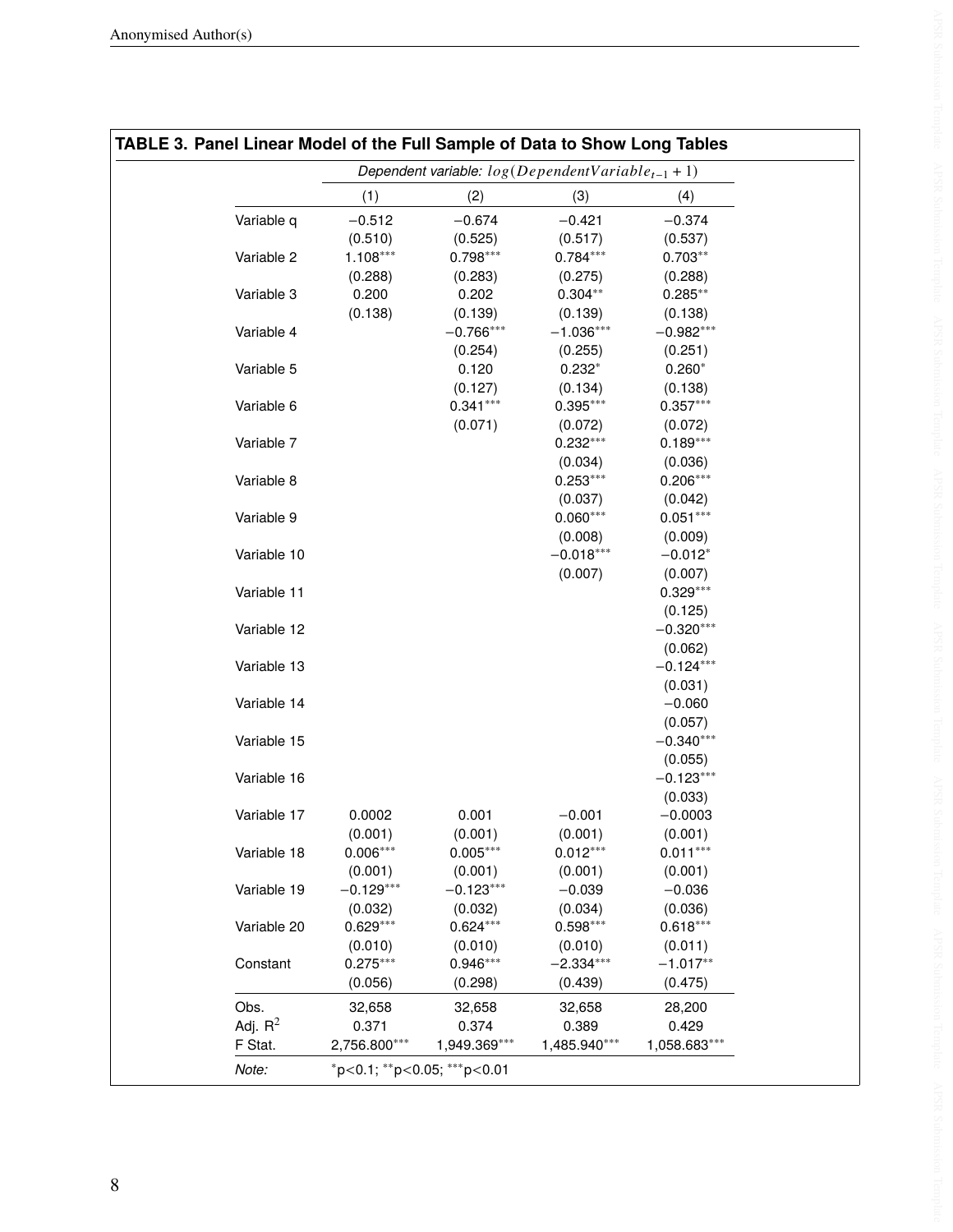**TABLE 3. Panel Linear Model of the Full Sample of Data to Show Long Tables**

| | *Dependent variable:* $log(DependentVariable_{t-1} + 1)$ | | | |
|---|---|---|---|---|
| | (1) | (2) | (3) | (4) |
| Variable q | −0.512 | −0.674 | −0.421 | −0.374 |
| | (0.510) | (0.525) | (0.517) | (0.537) |
| Variable 2 | 1.108*** | 0.798*** | 0.784*** | 0.703** |
| | (0.288) | (0.283) | (0.275) | (0.288) |
| Variable 3 | 0.200 | 0.202 | 0.304** | 0.285** |
| | (0.138) | (0.139) | (0.139) | (0.138) |
| Variable 4 | | −0.766*** | −1.036*** | −0.982*** |
| | | (0.254) | (0.255) | (0.251) |
| Variable 5 | | 0.120 | 0.232* | 0.260* |
| | | (0.127) | (0.134) | (0.138) |
| Variable 6 | | 0.341*** | 0.395*** | 0.357*** |
| | | (0.071) | (0.072) | (0.072) |
| Variable 7 | | | 0.232*** | 0.189*** |
| | | | (0.034) | (0.036) |
| Variable 8 | | | 0.253*** | 0.206*** |
| | | | (0.037) | (0.042) |
| Variable 9 | | | 0.060*** | 0.051*** |
| | | | (0.008) | (0.009) |
| Variable 10 | | | −0.018*** | −0.012* |
| | | | (0.007) | (0.007) |
| Variable 11 | | | | 0.329*** |
| | | | | (0.125) |
| Variable 12 | | | | −0.320*** |
| | | | | (0.062) |
| Variable 13 | | | | −0.124*** |
| | | | | (0.031) |
| Variable 14 | | | | −0.060 |
| | | | | (0.057) |
| Variable 15 | | | | −0.340*** |
| | | | | (0.055) |
| Variable 16 | | | | −0.123*** |
| | | | | (0.033) |
| Variable 17 | 0.0002 | 0.001 | −0.001 | −0.0003 |
| | (0.001) | (0.001) | (0.001) | (0.001) |
| Variable 18 | 0.006*** | 0.005*** | 0.012*** | 0.011*** |
| | (0.001) | (0.001) | (0.001) | (0.001) |
| Variable 19 | −0.129*** | −0.123*** | −0.039 | −0.036 |
| | (0.032) | (0.032) | (0.034) | (0.036) |
| Variable 20 | 0.629*** | 0.624*** | 0.598*** | 0.618*** |
| | (0.010) | (0.010) | (0.010) | (0.011) |
| Constant | 0.275*** | 0.946*** | −2.334*** | −1.017** |
| | (0.056) | (0.298) | (0.439) | (0.475) |
| Obs. | 32,658 | 32,658 | 32,658 | 28,200 |
| Adj. $R^2$ | 0.371 | 0.374 | 0.389 | 0.429 |
| F Stat. | 2,756.800*** | 1,949.369*** | 1,485.940*** | 1,058.683*** |
| *Note:* | *p<0.1; **p<0.05; ***p<0.01 | | | |